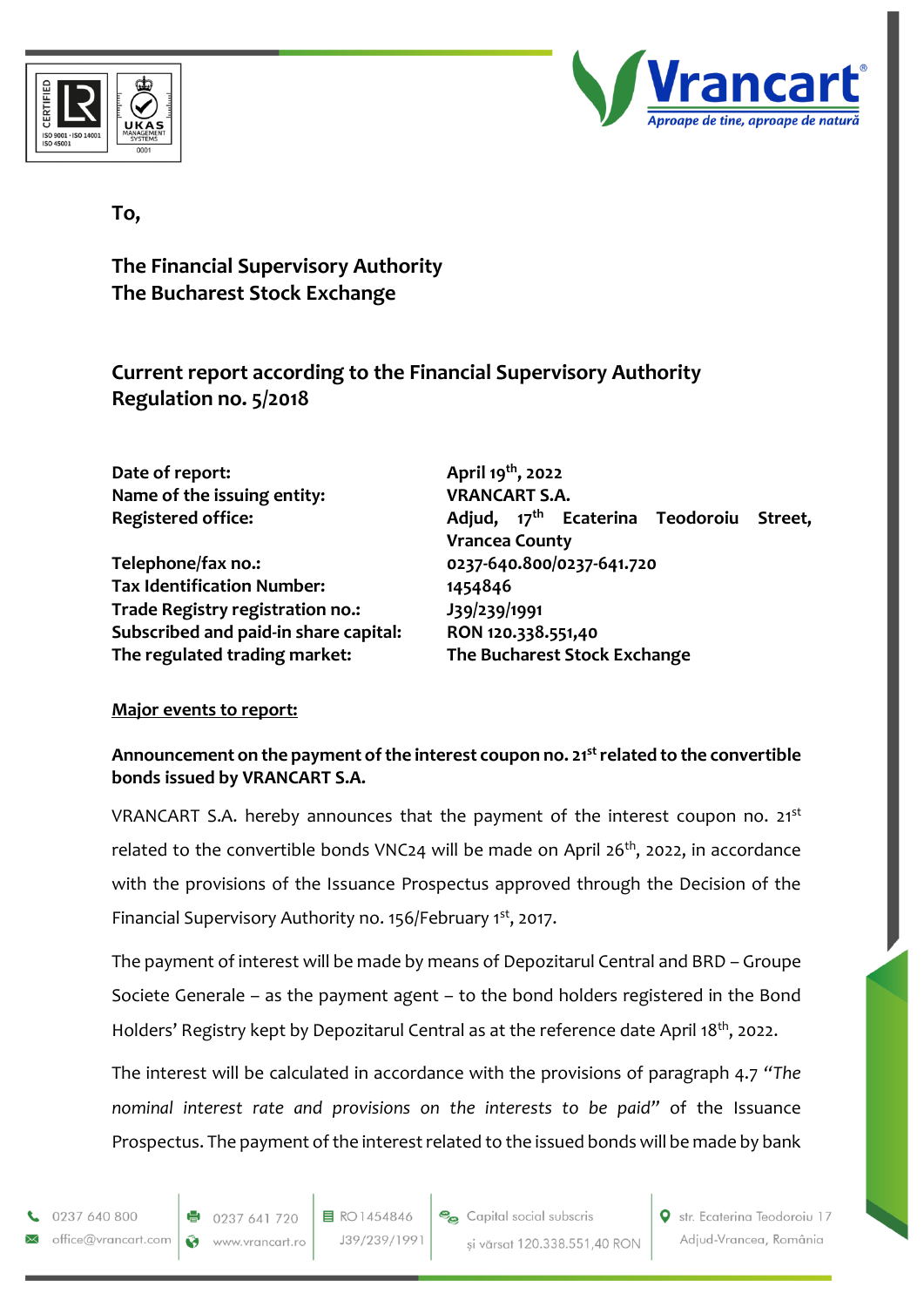To,

**The Financial Supervisory Authority**
**The Bucharest Stock Exchange**

## Current report according to the Financial Supervisory Authority Regulation no. 5/2018

| | |
|---|---|
| **Date of report:** | **April 19th, 2022** |
| **Name of the issuing entity:** | **VRANCART S.A.** |
| **Registered office:** | **Adjud, 17th Ecaterina Teodoroiu Street, Vrancea County** |
| **Telephone/fax no.:** | **0237-640.800/0237-641.720** |
| **Tax Identification Number:** | **1454846** |
| **Trade Registry registration no.:** | **J39/239/1991** |
| **Subscribed and paid-in share capital:** | **RON 120.338.551,40** |
| **The regulated trading market:** | **The Bucharest Stock Exchange** |

**Major events to report:**

**Announcement on the payment of the interest coupon no. 21st related to the convertible bonds issued by VRANCART S.A.**

VRANCART S.A. hereby announces that the payment of the interest coupon no. 21st related to the convertible bonds VNC24 will be made on April 26th, 2022, in accordance with the provisions of the Issuance Prospectus approved through the Decision of the Financial Supervisory Authority no. 156/February 1st, 2017.

The payment of interest will be made by means of Depozitarul Central and BRD – Groupe Societe Generale – as the payment agent – to the bond holders registered in the Bond Holders' Registry kept by Depozitarul Central as at the reference date April 18th, 2022.

The interest will be calculated in accordance with the provisions of paragraph 4.7 *"The nominal interest rate and provisions on the interests to be paid"* of the Issuance Prospectus. The payment of the interest related to the issued bonds will be made by bank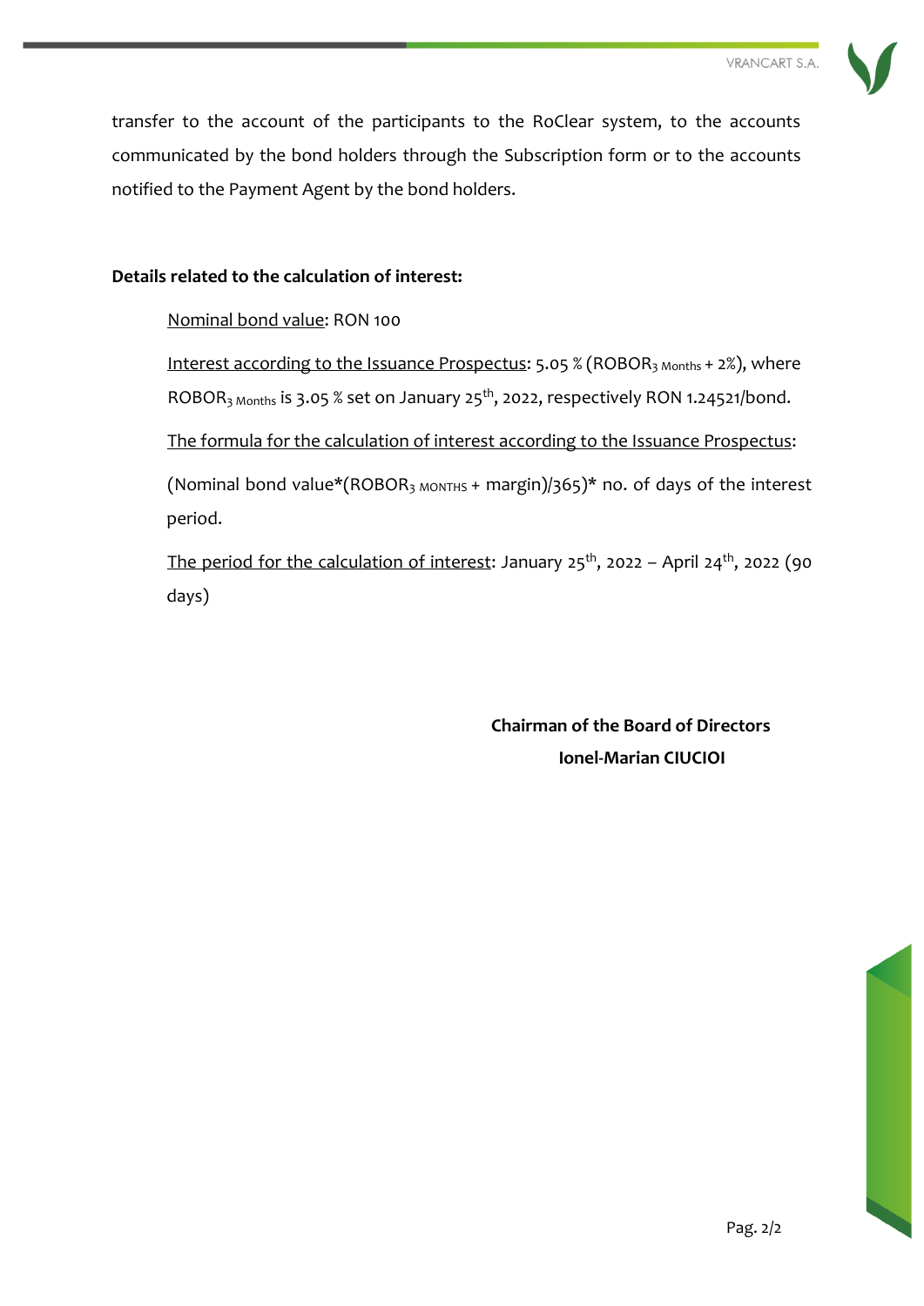transfer to the account of the participants to the RoClear system, to the accounts communicated by the bond holders through the Subscription form or to the accounts notified to the Payment Agent by the bond holders.

**Details related to the calculation of interest:**

Nominal bond value: RON 100

Interest according to the Issuance Prospectus: 5.05 % ($ROBOR_{3\ Months}$ + 2%), where $ROBOR_{3\ Months}$ is 3.05 % set on January 25th, 2022, respectively RON 1.24521/bond.

The formula for the calculation of interest according to the Issuance Prospectus:

(Nominal bond value*($ROBOR_{3\ MONTHS}$ + margin)/365)* no. of days of the interest period.

The period for the calculation of interest: January 25th, 2022 – April 24th, 2022 (90 days)

**Chairman of the Board of Directors**
**Ionel-Marian CIUCIOI**